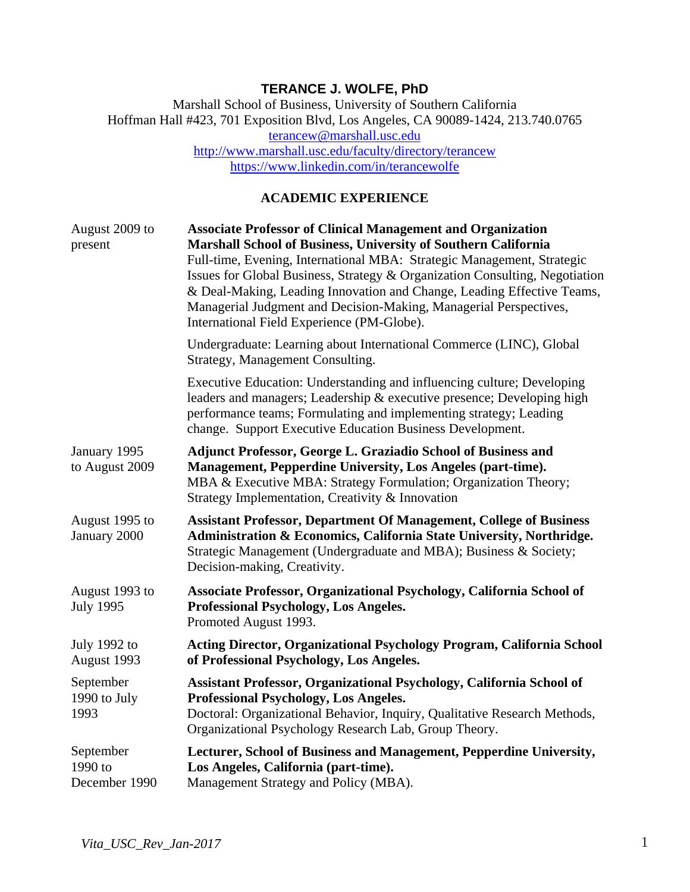# TERANCE J. WOLFE, PhD

Marshall School of Business, University of Southern California
Hoffman Hall #423, 701 Exposition Blvd, Los Angeles, CA 90089-1424, 213.740.0765
terancew@marshall.usc.edu
http://www.marshall.usc.edu/faculty/directory/terancew
https://www.linkedin.com/in/terancewolfe

## ACADEMIC EXPERIENCE

**August 2009 to present**

**Associate Professor of Clinical Management and Organization**
**Marshall School of Business, University of Southern California**
Full-time, Evening, International MBA: Strategic Management, Strategic Issues for Global Business, Strategy & Organization Consulting, Negotiation & Deal-Making, Leading Innovation and Change, Leading Effective Teams, Managerial Judgment and Decision-Making, Managerial Perspectives, International Field Experience (PM-Globe).

Undergraduate: Learning about International Commerce (LINC), Global Strategy, Management Consulting.

Executive Education: Understanding and influencing culture; Developing leaders and managers; Leadership & executive presence; Developing high performance teams; Formulating and implementing strategy; Leading change. Support Executive Education Business Development.

**January 1995 to August 2009**

**Adjunct Professor, George L. Graziadio School of Business and Management, Pepperdine University, Los Angeles (part-time).**
MBA & Executive MBA: Strategy Formulation; Organization Theory; Strategy Implementation, Creativity & Innovation

**August 1995 to January 2000**

**Assistant Professor, Department Of Management, College of Business Administration & Economics, California State University, Northridge.**
Strategic Management (Undergraduate and MBA); Business & Society; Decision-making, Creativity.

**August 1993 to July 1995**

**Associate Professor, Organizational Psychology, California School of Professional Psychology, Los Angeles.**
Promoted August 1993.

**July 1992 to August 1993**

**Acting Director, Organizational Psychology Program, California School of Professional Psychology, Los Angeles.**

**September 1990 to July 1993**

**Assistant Professor, Organizational Psychology, California School of Professional Psychology, Los Angeles.**
Doctoral: Organizational Behavior, Inquiry, Qualitative Research Methods, Organizational Psychology Research Lab, Group Theory.

**September 1990 to December 1990**

**Lecturer, School of Business and Management, Pepperdine University, Los Angeles, California (part-time).**
Management Strategy and Policy (MBA).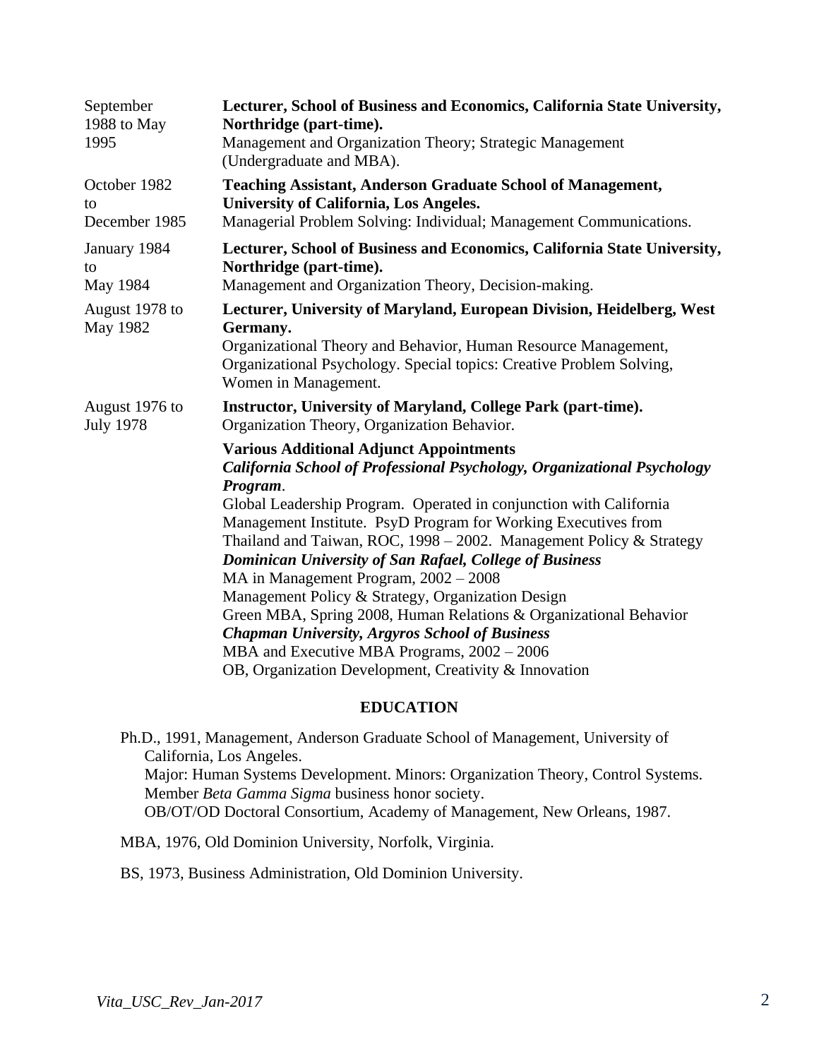September 1988 to May 1995 — **Lecturer, School of Business and Economics, California State University, Northridge (part-time).**
Management and Organization Theory; Strategic Management (Undergraduate and MBA).

October 1982 to December 1985 — **Teaching Assistant, Anderson Graduate School of Management, University of California, Los Angeles.**
Managerial Problem Solving: Individual; Management Communications.

January 1984 to May 1984 — **Lecturer, School of Business and Economics, California State University, Northridge (part-time).**
Management and Organization Theory, Decision-making.

August 1978 to May 1982 — **Lecturer, University of Maryland, European Division, Heidelberg, West Germany.**
Organizational Theory and Behavior, Human Resource Management, Organizational Psychology. Special topics: Creative Problem Solving, Women in Management.

August 1976 to July 1978 — **Instructor, University of Maryland, College Park (part-time).**
Organization Theory, Organization Behavior.

**Various Additional Adjunct Appointments**

***California School of Professional Psychology, Organizational Psychology Program***.
Global Leadership Program. Operated in conjunction with California Management Institute. PsyD Program for Working Executives from Thailand and Taiwan, ROC, 1998 – 2002. Management Policy & Strategy

***Dominican University of San Rafael, College of Business***
MA in Management Program, 2002 – 2008
Management Policy & Strategy, Organization Design
Green MBA, Spring 2008, Human Relations & Organizational Behavior

***Chapman University, Argyros School of Business***
MBA and Executive MBA Programs, 2002 – 2006
OB, Organization Development, Creativity & Innovation

## EDUCATION

Ph.D., 1991, Management, Anderson Graduate School of Management, University of California, Los Angeles.
Major: Human Systems Development. Minors: Organization Theory, Control Systems.
Member *Beta Gamma Sigma* business honor society.
OB/OT/OD Doctoral Consortium, Academy of Management, New Orleans, 1987.

MBA, 1976, Old Dominion University, Norfolk, Virginia.

BS, 1973, Business Administration, Old Dominion University.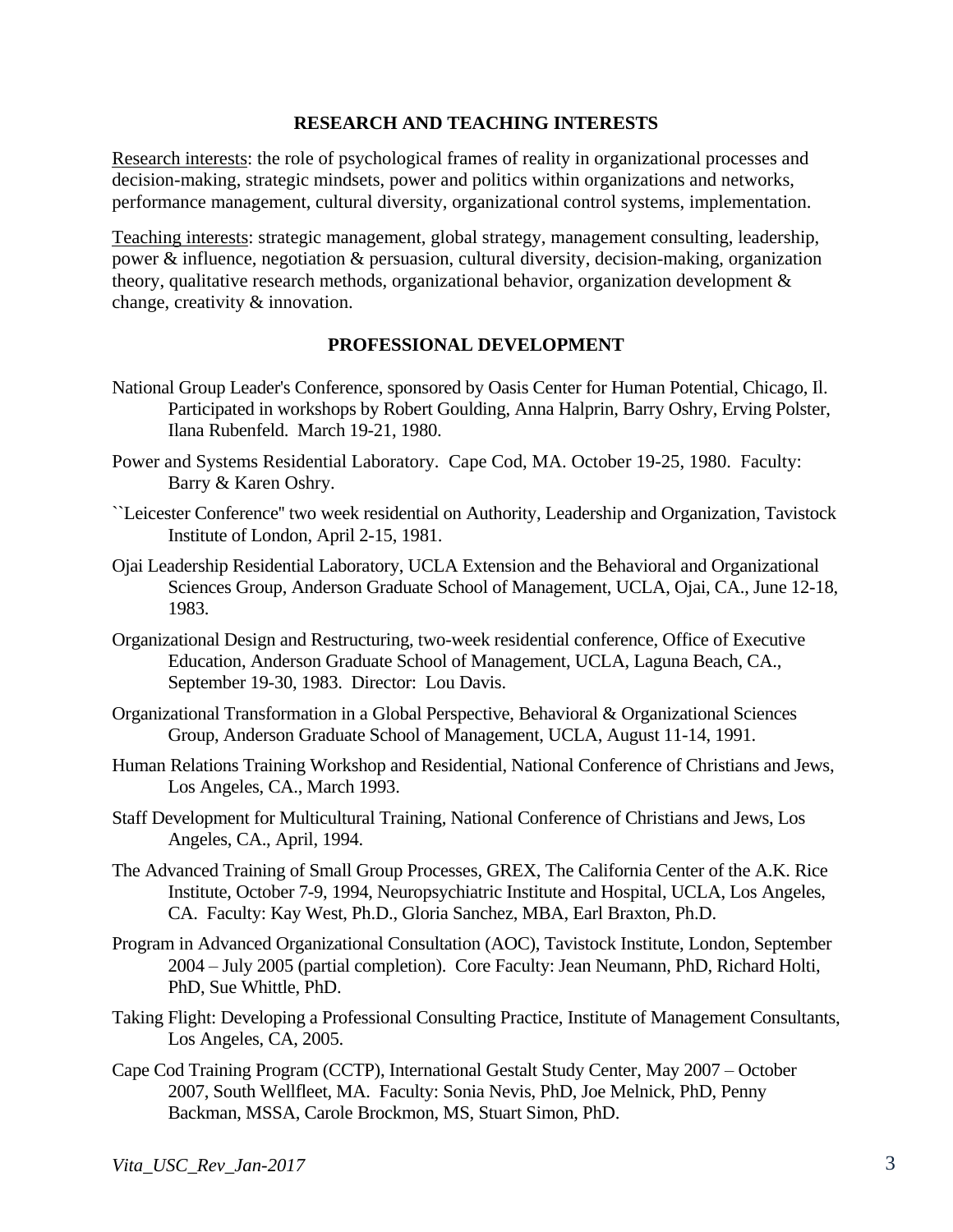## RESEARCH AND TEACHING INTERESTS

Research interests: the role of psychological frames of reality in organizational processes and decision-making, strategic mindsets, power and politics within organizations and networks, performance management, cultural diversity, organizational control systems, implementation.

Teaching interests: strategic management, global strategy, management consulting, leadership, power & influence, negotiation & persuasion, cultural diversity, decision-making, organization theory, qualitative research methods, organizational behavior, organization development & change, creativity & innovation.

## PROFESSIONAL DEVELOPMENT

National Group Leader's Conference, sponsored by Oasis Center for Human Potential, Chicago, Il. Participated in workshops by Robert Goulding, Anna Halprin, Barry Oshry, Erving Polster, Ilana Rubenfeld. March 19-21, 1980.

Power and Systems Residential Laboratory. Cape Cod, MA. October 19-25, 1980. Faculty: Barry & Karen Oshry.

``Leicester Conference'' two week residential on Authority, Leadership and Organization, Tavistock Institute of London, April 2-15, 1981.

Ojai Leadership Residential Laboratory, UCLA Extension and the Behavioral and Organizational Sciences Group, Anderson Graduate School of Management, UCLA, Ojai, CA., June 12-18, 1983.

Organizational Design and Restructuring, two-week residential conference, Office of Executive Education, Anderson Graduate School of Management, UCLA, Laguna Beach, CA., September 19-30, 1983. Director: Lou Davis.

Organizational Transformation in a Global Perspective, Behavioral & Organizational Sciences Group, Anderson Graduate School of Management, UCLA, August 11-14, 1991.

Human Relations Training Workshop and Residential, National Conference of Christians and Jews, Los Angeles, CA., March 1993.

Staff Development for Multicultural Training, National Conference of Christians and Jews, Los Angeles, CA., April, 1994.

The Advanced Training of Small Group Processes, GREX, The California Center of the A.K. Rice Institute, October 7-9, 1994, Neuropsychiatric Institute and Hospital, UCLA, Los Angeles, CA. Faculty: Kay West, Ph.D., Gloria Sanchez, MBA, Earl Braxton, Ph.D.

Program in Advanced Organizational Consultation (AOC), Tavistock Institute, London, September 2004 – July 2005 (partial completion). Core Faculty: Jean Neumann, PhD, Richard Holti, PhD, Sue Whittle, PhD.

Taking Flight: Developing a Professional Consulting Practice, Institute of Management Consultants, Los Angeles, CA, 2005.

Cape Cod Training Program (CCTP), International Gestalt Study Center, May 2007 – October 2007, South Wellfleet, MA. Faculty: Sonia Nevis, PhD, Joe Melnick, PhD, Penny Backman, MSSA, Carole Brockmon, MS, Stuart Simon, PhD.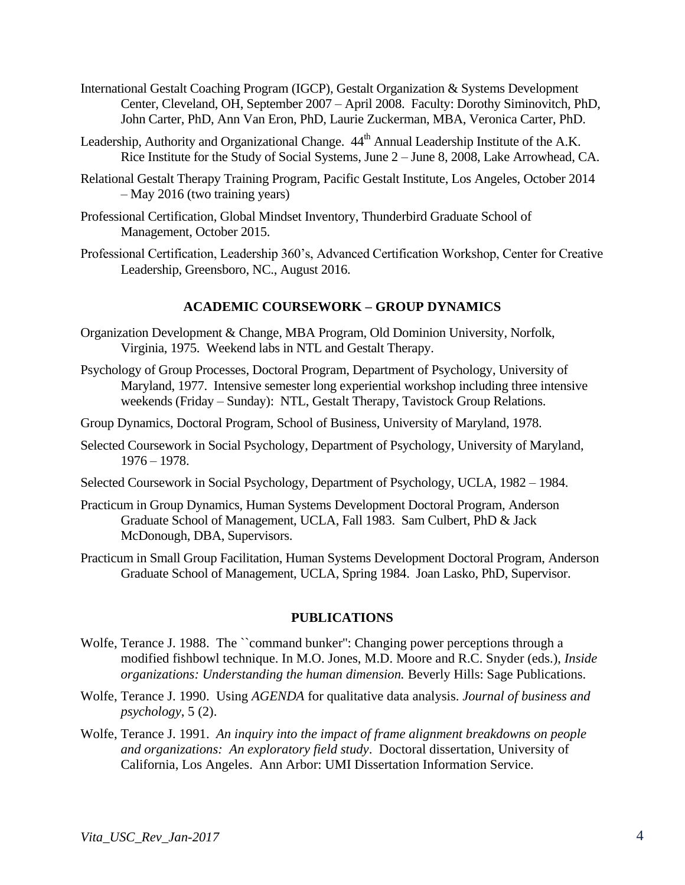International Gestalt Coaching Program (IGCP), Gestalt Organization & Systems Development Center, Cleveland, OH, September 2007 – April 2008. Faculty: Dorothy Siminovitch, PhD, John Carter, PhD, Ann Van Eron, PhD, Laurie Zuckerman, MBA, Veronica Carter, PhD.

Leadership, Authority and Organizational Change. 44th Annual Leadership Institute of the A.K. Rice Institute for the Study of Social Systems, June 2 – June 8, 2008, Lake Arrowhead, CA.

Relational Gestalt Therapy Training Program, Pacific Gestalt Institute, Los Angeles, October 2014 – May 2016 (two training years)

Professional Certification, Global Mindset Inventory, Thunderbird Graduate School of Management, October 2015.

Professional Certification, Leadership 360's, Advanced Certification Workshop, Center for Creative Leadership, Greensboro, NC., August 2016.

## ACADEMIC COURSEWORK – GROUP DYNAMICS

Organization Development & Change, MBA Program, Old Dominion University, Norfolk, Virginia, 1975. Weekend labs in NTL and Gestalt Therapy.

Psychology of Group Processes, Doctoral Program, Department of Psychology, University of Maryland, 1977. Intensive semester long experiential workshop including three intensive weekends (Friday – Sunday): NTL, Gestalt Therapy, Tavistock Group Relations.

Group Dynamics, Doctoral Program, School of Business, University of Maryland, 1978.

Selected Coursework in Social Psychology, Department of Psychology, University of Maryland, 1976 – 1978.

Selected Coursework in Social Psychology, Department of Psychology, UCLA, 1982 – 1984.

Practicum in Group Dynamics, Human Systems Development Doctoral Program, Anderson Graduate School of Management, UCLA, Fall 1983. Sam Culbert, PhD & Jack McDonough, DBA, Supervisors.

Practicum in Small Group Facilitation, Human Systems Development Doctoral Program, Anderson Graduate School of Management, UCLA, Spring 1984. Joan Lasko, PhD, Supervisor.

## PUBLICATIONS

Wolfe, Terance J. 1988. The ``command bunker'': Changing power perceptions through a modified fishbowl technique. In M.O. Jones, M.D. Moore and R.C. Snyder (eds.), *Inside organizations: Understanding the human dimension.* Beverly Hills: Sage Publications.

Wolfe, Terance J. 1990. Using *AGENDA* for qualitative data analysis. *Journal of business and psychology*, 5 (2).

Wolfe, Terance J. 1991. *An inquiry into the impact of frame alignment breakdowns on people and organizations: An exploratory field study*. Doctoral dissertation, University of California, Los Angeles. Ann Arbor: UMI Dissertation Information Service.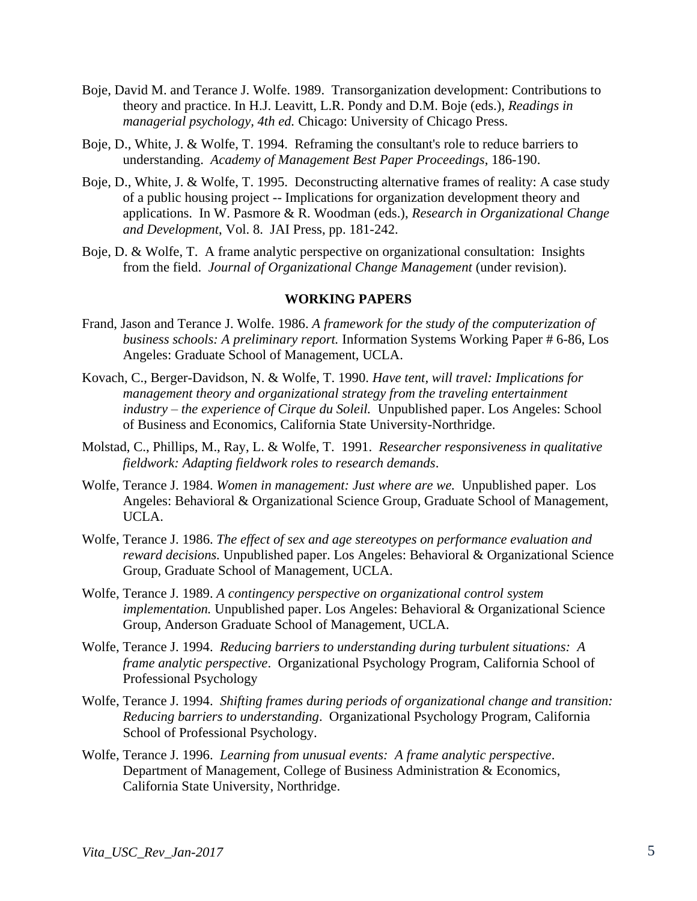Boje, David M. and Terance J. Wolfe. 1989. Transorganization development: Contributions to theory and practice. In H.J. Leavitt, L.R. Pondy and D.M. Boje (eds.), *Readings in managerial psychology, 4th ed.* Chicago: University of Chicago Press.

Boje, D., White, J. & Wolfe, T. 1994. Reframing the consultant's role to reduce barriers to understanding. *Academy of Management Best Paper Proceedings*, 186-190.

Boje, D., White, J. & Wolfe, T. 1995. Deconstructing alternative frames of reality: A case study of a public housing project -- Implications for organization development theory and applications. In W. Pasmore & R. Woodman (eds.), *Research in Organizational Change and Development*, Vol. 8. JAI Press, pp. 181-242.

Boje, D. & Wolfe, T. A frame analytic perspective on organizational consultation: Insights from the field. *Journal of Organizational Change Management* (under revision).

## WORKING PAPERS

Frand, Jason and Terance J. Wolfe. 1986. *A framework for the study of the computerization of business schools: A preliminary report.* Information Systems Working Paper # 6-86, Los Angeles: Graduate School of Management, UCLA.

Kovach, C., Berger-Davidson, N. & Wolfe, T. 1990. *Have tent, will travel: Implications for management theory and organizational strategy from the traveling entertainment industry – the experience of Cirque du Soleil.* Unpublished paper. Los Angeles: School of Business and Economics, California State University-Northridge.

Molstad, C., Phillips, M., Ray, L. & Wolfe, T. 1991. *Researcher responsiveness in qualitative fieldwork: Adapting fieldwork roles to research demands*.

Wolfe, Terance J. 1984. *Women in management: Just where are we.* Unpublished paper. Los Angeles: Behavioral & Organizational Science Group, Graduate School of Management, UCLA.

Wolfe, Terance J. 1986. *The effect of sex and age stereotypes on performance evaluation and reward decisions.* Unpublished paper. Los Angeles: Behavioral & Organizational Science Group, Graduate School of Management, UCLA.

Wolfe, Terance J. 1989. *A contingency perspective on organizational control system implementation.* Unpublished paper. Los Angeles: Behavioral & Organizational Science Group, Anderson Graduate School of Management, UCLA.

Wolfe, Terance J. 1994. *Reducing barriers to understanding during turbulent situations: A frame analytic perspective*. Organizational Psychology Program, California School of Professional Psychology

Wolfe, Terance J. 1994. *Shifting frames during periods of organizational change and transition: Reducing barriers to understanding*. Organizational Psychology Program, California School of Professional Psychology.

Wolfe, Terance J. 1996. *Learning from unusual events: A frame analytic perspective*. Department of Management, College of Business Administration & Economics, California State University, Northridge.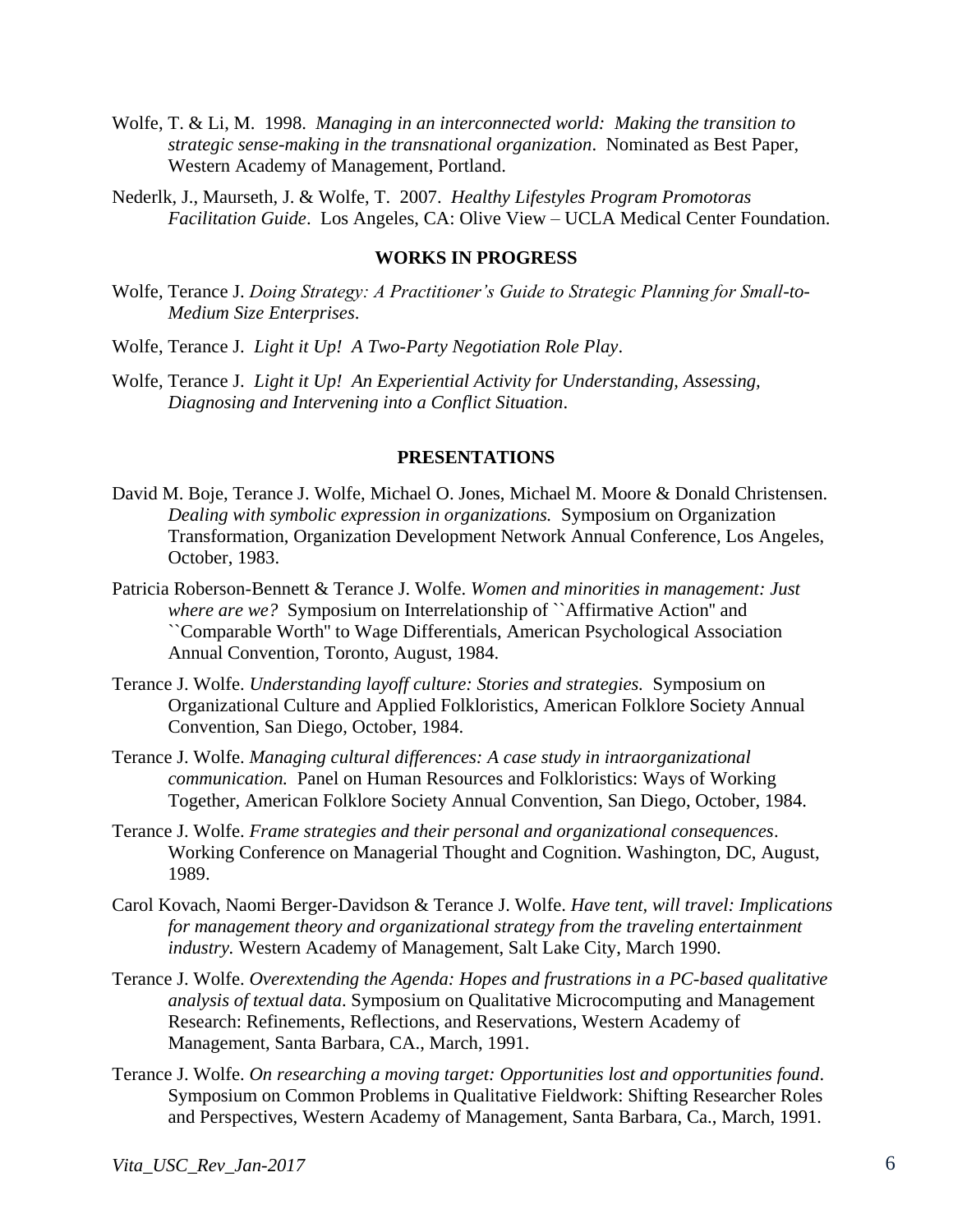Wolfe, T. & Li, M. 1998. *Managing in an interconnected world: Making the transition to strategic sense-making in the transnational organization*. Nominated as Best Paper, Western Academy of Management, Portland.

Nederlk, J., Maurseth, J. & Wolfe, T. 2007. *Healthy Lifestyles Program Promotoras Facilitation Guide*. Los Angeles, CA: Olive View – UCLA Medical Center Foundation.

## WORKS IN PROGRESS

Wolfe, Terance J. *Doing Strategy: A Practitioner's Guide to Strategic Planning for Small-to-Medium Size Enterprises*.

Wolfe, Terance J. *Light it Up! A Two-Party Negotiation Role Play*.

Wolfe, Terance J. *Light it Up! An Experiential Activity for Understanding, Assessing, Diagnosing and Intervening into a Conflict Situation*.

## PRESENTATIONS

David M. Boje, Terance J. Wolfe, Michael O. Jones, Michael M. Moore & Donald Christensen. *Dealing with symbolic expression in organizations.* Symposium on Organization Transformation, Organization Development Network Annual Conference, Los Angeles, October, 1983.

Patricia Roberson-Bennett & Terance J. Wolfe. *Women and minorities in management: Just where are we?* Symposium on Interrelationship of ``Affirmative Action'' and ``Comparable Worth'' to Wage Differentials, American Psychological Association Annual Convention, Toronto, August, 1984.

Terance J. Wolfe. *Understanding layoff culture: Stories and strategies.* Symposium on Organizational Culture and Applied Folkloristics, American Folklore Society Annual Convention, San Diego, October, 1984.

Terance J. Wolfe. *Managing cultural differences: A case study in intraorganizational communication.* Panel on Human Resources and Folkloristics: Ways of Working Together, American Folklore Society Annual Convention, San Diego, October, 1984.

Terance J. Wolfe. *Frame strategies and their personal and organizational consequences*. Working Conference on Managerial Thought and Cognition. Washington, DC, August, 1989.

Carol Kovach, Naomi Berger-Davidson & Terance J. Wolfe. *Have tent, will travel: Implications for management theory and organizational strategy from the traveling entertainment industry.* Western Academy of Management, Salt Lake City, March 1990.

Terance J. Wolfe. *Overextending the Agenda: Hopes and frustrations in a PC-based qualitative analysis of textual data*. Symposium on Qualitative Microcomputing and Management Research: Refinements, Reflections, and Reservations, Western Academy of Management, Santa Barbara, CA., March, 1991.

Terance J. Wolfe. *On researching a moving target: Opportunities lost and opportunities found*. Symposium on Common Problems in Qualitative Fieldwork: Shifting Researcher Roles and Perspectives, Western Academy of Management, Santa Barbara, Ca., March, 1991.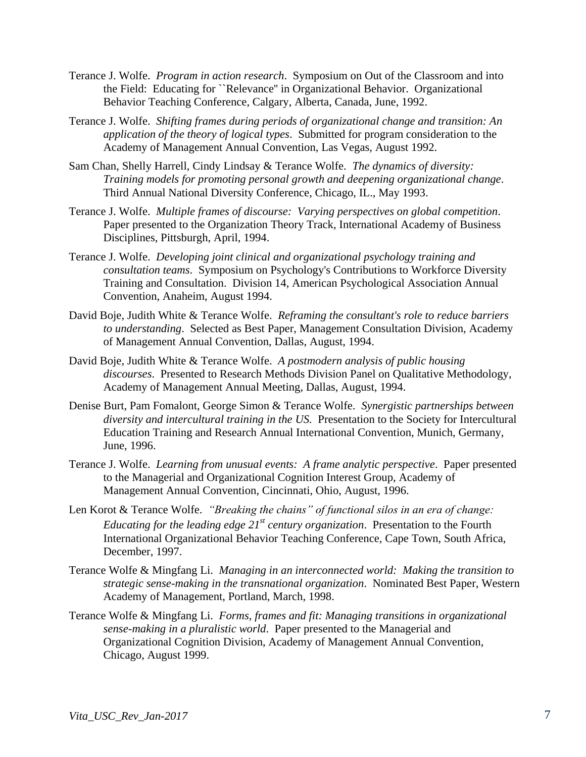Terance J. Wolfe. *Program in action research*. Symposium on Out of the Classroom and into the Field: Educating for ``Relevance'' in Organizational Behavior. Organizational Behavior Teaching Conference, Calgary, Alberta, Canada, June, 1992.

Terance J. Wolfe. *Shifting frames during periods of organizational change and transition: An application of the theory of logical types*. Submitted for program consideration to the Academy of Management Annual Convention, Las Vegas, August 1992.

Sam Chan, Shelly Harrell, Cindy Lindsay & Terance Wolfe. *The dynamics of diversity: Training models for promoting personal growth and deepening organizational change*. Third Annual National Diversity Conference, Chicago, IL., May 1993.

Terance J. Wolfe. *Multiple frames of discourse: Varying perspectives on global competition*. Paper presented to the Organization Theory Track, International Academy of Business Disciplines, Pittsburgh, April, 1994.

Terance J. Wolfe. *Developing joint clinical and organizational psychology training and consultation teams*. Symposium on Psychology's Contributions to Workforce Diversity Training and Consultation. Division 14, American Psychological Association Annual Convention, Anaheim, August 1994.

David Boje, Judith White & Terance Wolfe. *Reframing the consultant's role to reduce barriers to understanding*. Selected as Best Paper, Management Consultation Division, Academy of Management Annual Convention, Dallas, August, 1994.

David Boje, Judith White & Terance Wolfe. *A postmodern analysis of public housing discourses*. Presented to Research Methods Division Panel on Qualitative Methodology, Academy of Management Annual Meeting, Dallas, August, 1994.

Denise Burt, Pam Fomalont, George Simon & Terance Wolfe. *Synergistic partnerships between diversity and intercultural training in the US.* Presentation to the Society for Intercultural Education Training and Research Annual International Convention, Munich, Germany, June, 1996.

Terance J. Wolfe. *Learning from unusual events: A frame analytic perspective*. Paper presented to the Managerial and Organizational Cognition Interest Group, Academy of Management Annual Convention, Cincinnati, Ohio, August, 1996.

Len Korot & Terance Wolfe. *"Breaking the chains" of functional silos in an era of change: Educating for the leading edge 21st century organization*. Presentation to the Fourth International Organizational Behavior Teaching Conference, Cape Town, South Africa, December, 1997.

Terance Wolfe & Mingfang Li. *Managing in an interconnected world: Making the transition to strategic sense-making in the transnational organization*. Nominated Best Paper, Western Academy of Management, Portland, March, 1998.

Terance Wolfe & Mingfang Li. *Forms, frames and fit: Managing transitions in organizational sense-making in a pluralistic world*. Paper presented to the Managerial and Organizational Cognition Division, Academy of Management Annual Convention, Chicago, August 1999.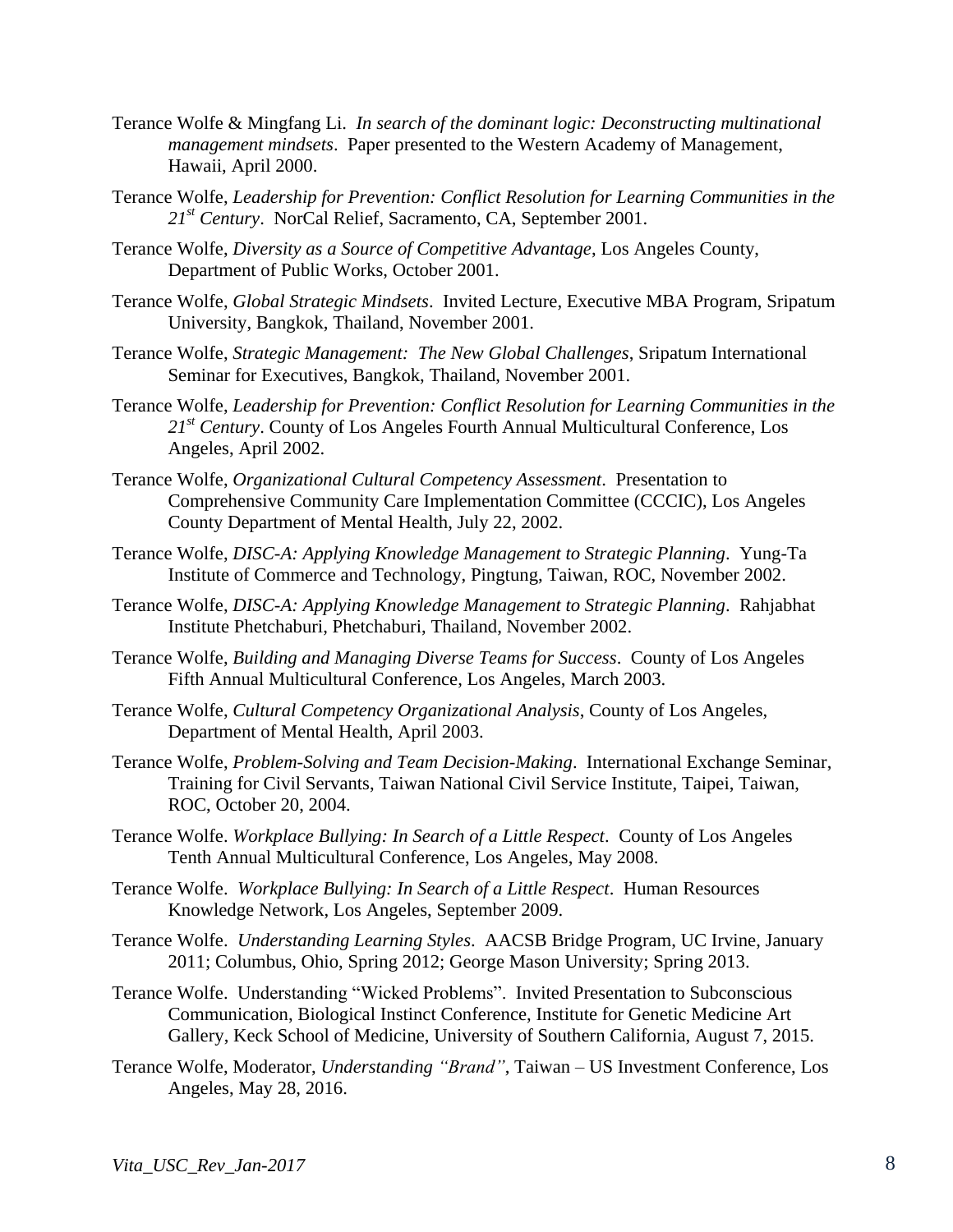Terance Wolfe & Mingfang Li. *In search of the dominant logic: Deconstructing multinational management mindsets*. Paper presented to the Western Academy of Management, Hawaii, April 2000.

Terance Wolfe, *Leadership for Prevention: Conflict Resolution for Learning Communities in the 21st Century*. NorCal Relief, Sacramento, CA, September 2001.

Terance Wolfe, *Diversity as a Source of Competitive Advantage*, Los Angeles County, Department of Public Works, October 2001.

Terance Wolfe, *Global Strategic Mindsets*. Invited Lecture, Executive MBA Program, Sripatum University, Bangkok, Thailand, November 2001.

Terance Wolfe, *Strategic Management: The New Global Challenges*, Sripatum International Seminar for Executives, Bangkok, Thailand, November 2001.

Terance Wolfe, *Leadership for Prevention: Conflict Resolution for Learning Communities in the 21st Century*. County of Los Angeles Fourth Annual Multicultural Conference, Los Angeles, April 2002.

Terance Wolfe, *Organizational Cultural Competency Assessment*. Presentation to Comprehensive Community Care Implementation Committee (CCCIC), Los Angeles County Department of Mental Health, July 22, 2002.

Terance Wolfe, *DISC-A: Applying Knowledge Management to Strategic Planning*. Yung-Ta Institute of Commerce and Technology, Pingtung, Taiwan, ROC, November 2002.

Terance Wolfe, *DISC-A: Applying Knowledge Management to Strategic Planning*. Rahjabhat Institute Phetchaburi, Phetchaburi, Thailand, November 2002.

Terance Wolfe, *Building and Managing Diverse Teams for Success*. County of Los Angeles Fifth Annual Multicultural Conference, Los Angeles, March 2003.

Terance Wolfe, *Cultural Competency Organizational Analysis*, County of Los Angeles, Department of Mental Health, April 2003.

Terance Wolfe, *Problem-Solving and Team Decision-Making*. International Exchange Seminar, Training for Civil Servants, Taiwan National Civil Service Institute, Taipei, Taiwan, ROC, October 20, 2004.

Terance Wolfe. *Workplace Bullying: In Search of a Little Respect*. County of Los Angeles Tenth Annual Multicultural Conference, Los Angeles, May 2008.

Terance Wolfe. *Workplace Bullying: In Search of a Little Respect*. Human Resources Knowledge Network, Los Angeles, September 2009.

Terance Wolfe. *Understanding Learning Styles*. AACSB Bridge Program, UC Irvine, January 2011; Columbus, Ohio, Spring 2012; George Mason University; Spring 2013.

Terance Wolfe. Understanding "Wicked Problems". Invited Presentation to Subconscious Communication, Biological Instinct Conference, Institute for Genetic Medicine Art Gallery, Keck School of Medicine, University of Southern California, August 7, 2015.

Terance Wolfe, Moderator, *Understanding "Brand"*, Taiwan – US Investment Conference, Los Angeles, May 28, 2016.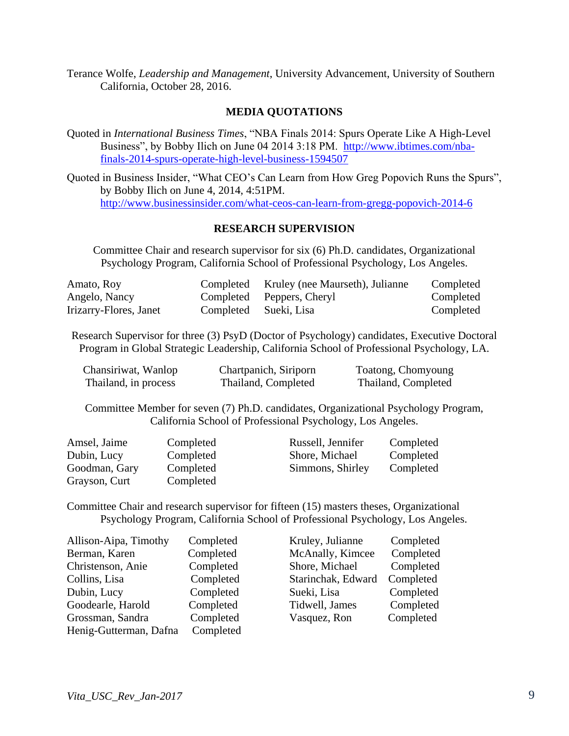Terance Wolfe, *Leadership and Management*, University Advancement, University of Southern California, October 28, 2016.

## MEDIA QUOTATIONS

Quoted in *International Business Times*, "NBA Finals 2014: Spurs Operate Like A High-Level Business", by Bobby Ilich on June 04 2014 3:18 PM. [http://www.ibtimes.com/nba-finals-2014-spurs-operate-high-level-business-1594507](http://www.ibtimes.com/nba-finals-2014-spurs-operate-high-level-business-1594507)

Quoted in Business Insider, "What CEO's Can Learn from How Greg Popovich Runs the Spurs", by Bobby Ilich on June 4, 2014, 4:51PM. [http://www.businessinsider.com/what-ceos-can-learn-from-gregg-popovich-2014-6](http://www.businessinsider.com/what-ceos-can-learn-from-gregg-popovich-2014-6)

## RESEARCH SUPERVISION

Committee Chair and research supervisor for six (6) Ph.D. candidates, Organizational Psychology Program, California School of Professional Psychology, Los Angeles.

| | | | |
|---|---|---|---|
| Amato, Roy | Completed | Kruley (nee Maurseth), Julianne | Completed |
| Angelo, Nancy | Completed | Peppers, Cheryl | Completed |
| Irizarry-Flores, Janet | Completed | Sueki, Lisa | Completed |

Research Supervisor for three (3) PsyD (Doctor of Psychology) candidates, Executive Doctoral Program in Global Strategic Leadership, California School of Professional Psychology, LA.

| | | |
|---|---|---|
| Chansiriwat, Wanlop | Chartpanich, Siriporn | Toatong, Chomyoung |
| Thailand, in process | Thailand, Completed | Thailand, Completed |

Committee Member for seven (7) Ph.D. candidates, Organizational Psychology Program, California School of Professional Psychology, Los Angeles.

| | | | |
|---|---|---|---|
| Amsel, Jaime | Completed | Russell, Jennifer | Completed |
| Dubin, Lucy | Completed | Shore, Michael | Completed |
| Goodman, Gary | Completed | Simmons, Shirley | Completed |
| Grayson, Curt | Completed | | |

Committee Chair and research supervisor for fifteen (15) masters theses, Organizational Psychology Program, California School of Professional Psychology, Los Angeles.

| | | | |
|---|---|---|---|
| Allison-Aipa, Timothy | Completed | Kruley, Julianne | Completed |
| Berman, Karen | Completed | McAnally, Kimcee | Completed |
| Christenson, Anie | Completed | Shore, Michael | Completed |
| Collins, Lisa | Completed | Starinchak, Edward | Completed |
| Dubin, Lucy | Completed | Sueki, Lisa | Completed |
| Goodearle, Harold | Completed | Tidwell, James | Completed |
| Grossman, Sandra | Completed | Vasquez, Ron | Completed |
| Henig-Gutterman, Dafna | Completed | | |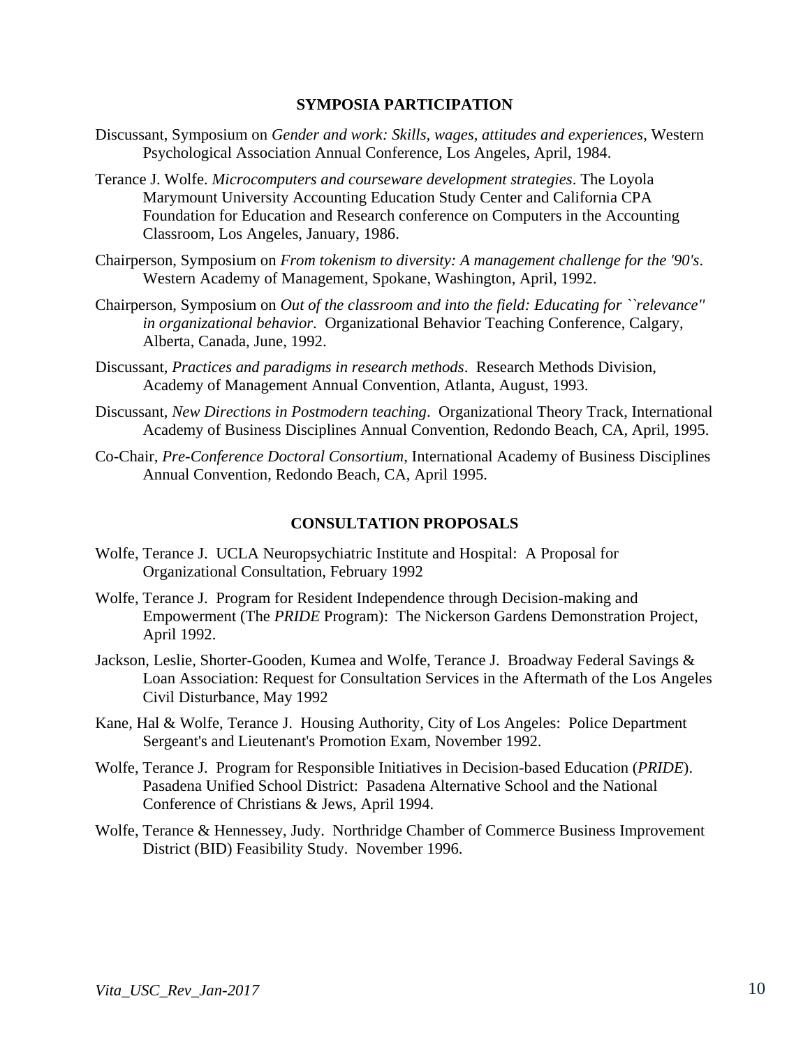## SYMPOSIA PARTICIPATION

Discussant, Symposium on *Gender and work: Skills, wages, attitudes and experiences,* Western Psychological Association Annual Conference, Los Angeles, April, 1984.

Terance J. Wolfe. *Microcomputers and courseware development strategies*. The Loyola Marymount University Accounting Education Study Center and California CPA Foundation for Education and Research conference on Computers in the Accounting Classroom, Los Angeles, January, 1986.

Chairperson, Symposium on *From tokenism to diversity: A management challenge for the '90's*. Western Academy of Management, Spokane, Washington, April, 1992.

Chairperson, Symposium on *Out of the classroom and into the field: Educating for ``relevance'' in organizational behavior*. Organizational Behavior Teaching Conference, Calgary, Alberta, Canada, June, 1992.

Discussant, *Practices and paradigms in research methods*. Research Methods Division, Academy of Management Annual Convention, Atlanta, August, 1993.

Discussant, *New Directions in Postmodern teaching*. Organizational Theory Track, International Academy of Business Disciplines Annual Convention, Redondo Beach, CA, April, 1995.

Co-Chair, *Pre-Conference Doctoral Consortium*, International Academy of Business Disciplines Annual Convention, Redondo Beach, CA, April 1995.

## CONSULTATION PROPOSALS

Wolfe, Terance J. UCLA Neuropsychiatric Institute and Hospital: A Proposal for Organizational Consultation, February 1992

Wolfe, Terance J. Program for Resident Independence through Decision-making and Empowerment (The *PRIDE* Program): The Nickerson Gardens Demonstration Project, April 1992.

Jackson, Leslie, Shorter-Gooden, Kumea and Wolfe, Terance J. Broadway Federal Savings & Loan Association: Request for Consultation Services in the Aftermath of the Los Angeles Civil Disturbance, May 1992

Kane, Hal & Wolfe, Terance J. Housing Authority, City of Los Angeles: Police Department Sergeant's and Lieutenant's Promotion Exam, November 1992.

Wolfe, Terance J. Program for Responsible Initiatives in Decision-based Education (*PRIDE*). Pasadena Unified School District: Pasadena Alternative School and the National Conference of Christians & Jews, April 1994.

Wolfe, Terance & Hennessey, Judy. Northridge Chamber of Commerce Business Improvement District (BID) Feasibility Study. November 1996.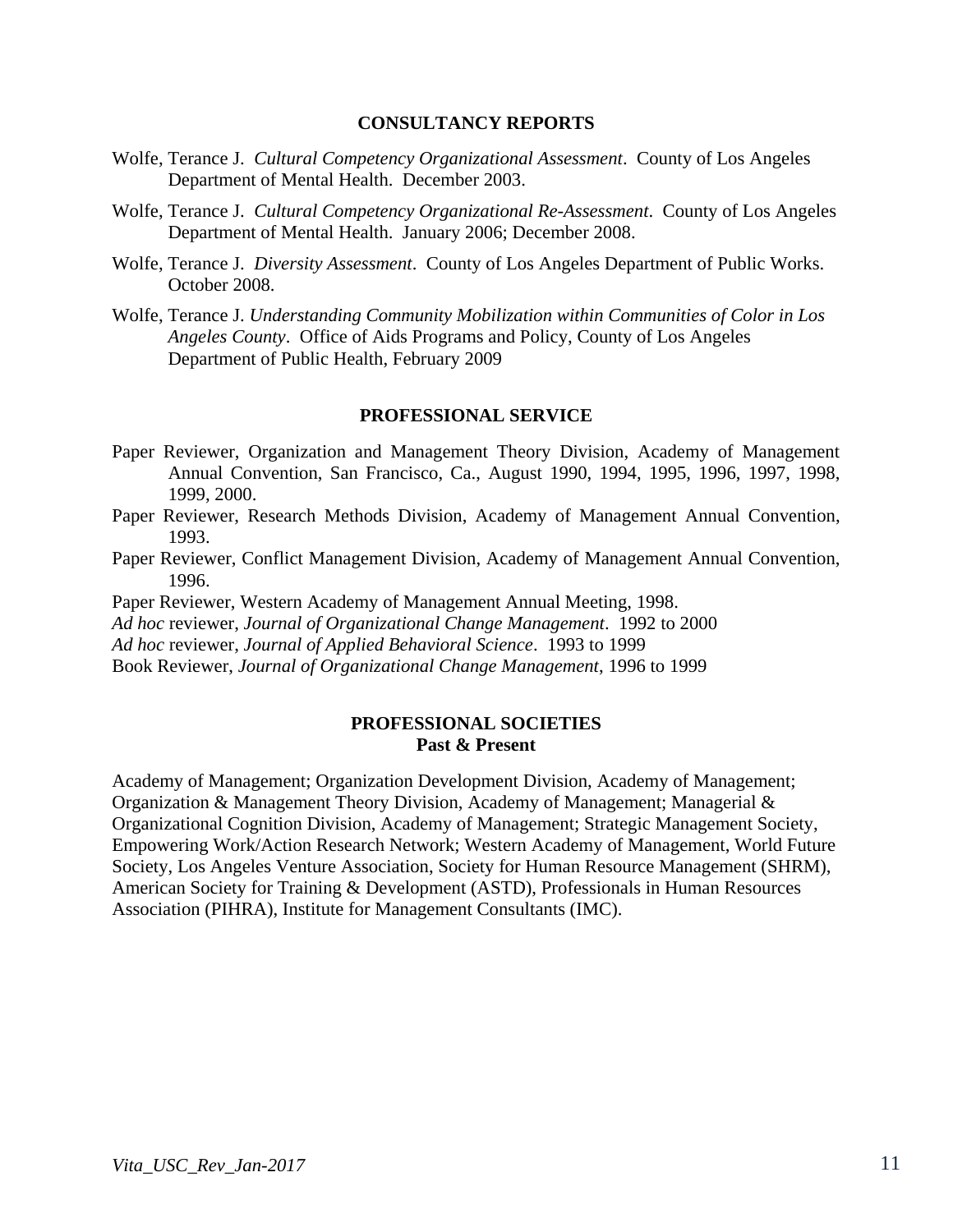## CONSULTANCY REPORTS

Wolfe, Terance J. *Cultural Competency Organizational Assessment*. County of Los Angeles Department of Mental Health. December 2003.

Wolfe, Terance J. *Cultural Competency Organizational Re-Assessment*. County of Los Angeles Department of Mental Health. January 2006; December 2008.

Wolfe, Terance J. *Diversity Assessment*. County of Los Angeles Department of Public Works. October 2008.

Wolfe, Terance J. *Understanding Community Mobilization within Communities of Color in Los Angeles County*. Office of Aids Programs and Policy, County of Los Angeles Department of Public Health, February 2009

## PROFESSIONAL SERVICE

Paper Reviewer, Organization and Management Theory Division, Academy of Management Annual Convention, San Francisco, Ca., August 1990, 1994, 1995, 1996, 1997, 1998, 1999, 2000.

Paper Reviewer, Research Methods Division, Academy of Management Annual Convention, 1993.

Paper Reviewer, Conflict Management Division, Academy of Management Annual Convention, 1996.

Paper Reviewer, Western Academy of Management Annual Meeting, 1998.

*Ad hoc* reviewer, *Journal of Organizational Change Management*. 1992 to 2000

*Ad hoc* reviewer, *Journal of Applied Behavioral Science*. 1993 to 1999

Book Reviewer, *Journal of Organizational Change Management*, 1996 to 1999

## PROFESSIONAL SOCIETIES
**Past & Present**

Academy of Management; Organization Development Division, Academy of Management; Organization & Management Theory Division, Academy of Management; Managerial & Organizational Cognition Division, Academy of Management; Strategic Management Society, Empowering Work/Action Research Network; Western Academy of Management, World Future Society, Los Angeles Venture Association, Society for Human Resource Management (SHRM), American Society for Training & Development (ASTD), Professionals in Human Resources Association (PIHRA), Institute for Management Consultants (IMC).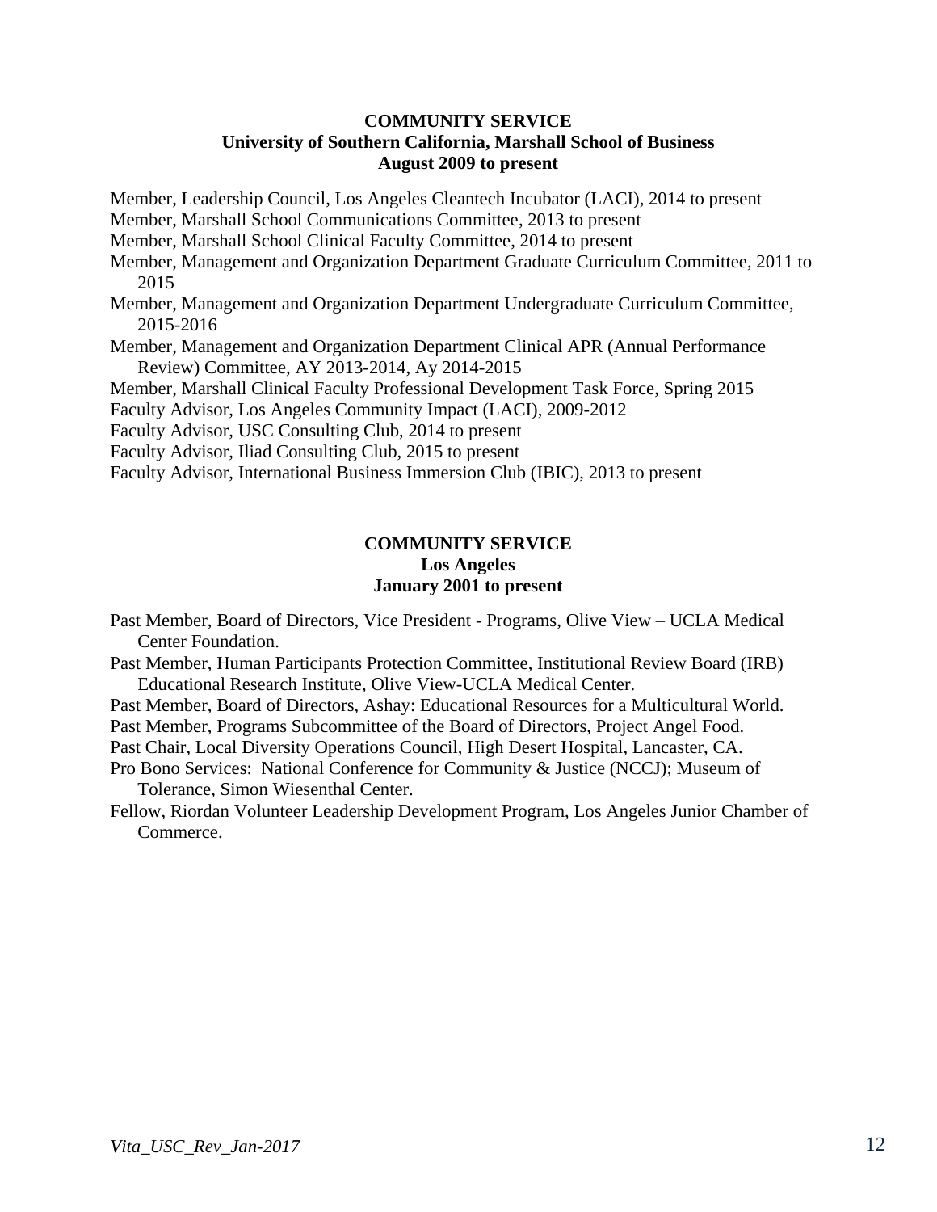## COMMUNITY SERVICE
## University of Southern California, Marshall School of Business
## August 2009 to present

Member, Leadership Council, Los Angeles Cleantech Incubator (LACI), 2014 to present
Member, Marshall School Communications Committee, 2013 to present
Member, Marshall School Clinical Faculty Committee, 2014 to present
Member, Management and Organization Department Graduate Curriculum Committee, 2011 to 2015
Member, Management and Organization Department Undergraduate Curriculum Committee, 2015-2016
Member, Management and Organization Department Clinical APR (Annual Performance Review) Committee, AY 2013-2014, Ay 2014-2015
Member, Marshall Clinical Faculty Professional Development Task Force, Spring 2015
Faculty Advisor, Los Angeles Community Impact (LACI), 2009-2012
Faculty Advisor, USC Consulting Club, 2014 to present
Faculty Advisor, Iliad Consulting Club, 2015 to present
Faculty Advisor, International Business Immersion Club (IBIC), 2013 to present

## COMMUNITY SERVICE
## Los Angeles
## January 2001 to present

Past Member, Board of Directors, Vice President - Programs, Olive View – UCLA Medical Center Foundation.
Past Member, Human Participants Protection Committee, Institutional Review Board (IRB) Educational Research Institute, Olive View-UCLA Medical Center.
Past Member, Board of Directors, Ashay: Educational Resources for a Multicultural World.
Past Member, Programs Subcommittee of the Board of Directors, Project Angel Food.
Past Chair, Local Diversity Operations Council, High Desert Hospital, Lancaster, CA.
Pro Bono Services: National Conference for Community & Justice (NCCJ); Museum of Tolerance, Simon Wiesenthal Center.
Fellow, Riordan Volunteer Leadership Development Program, Los Angeles Junior Chamber of Commerce.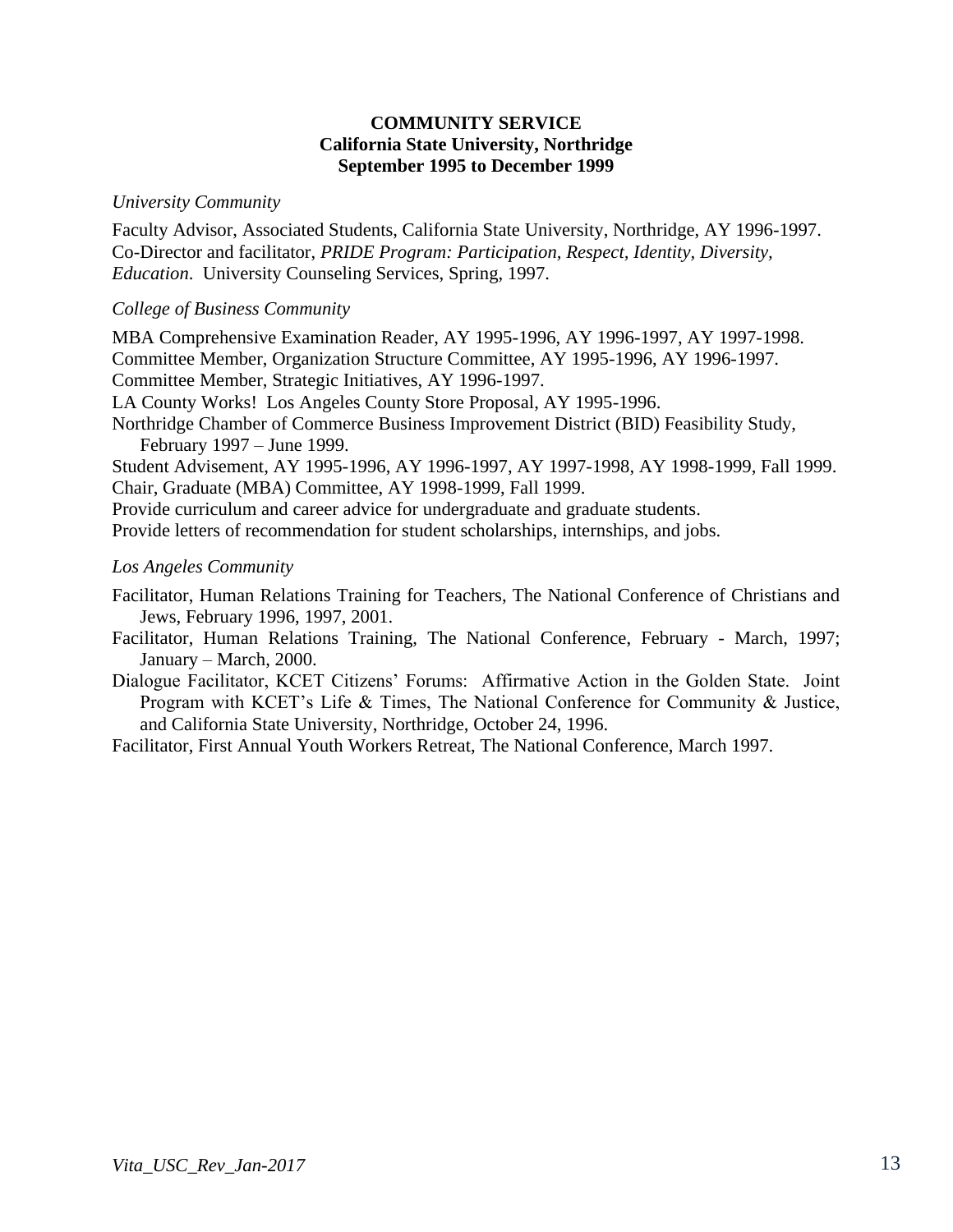**COMMUNITY SERVICE**
**California State University, Northridge**
**September 1995 to December 1999**

*University Community*

Faculty Advisor, Associated Students, California State University, Northridge, AY 1996-1997.
Co-Director and facilitator, *PRIDE Program: Participation, Respect, Identity, Diversity, Education*. University Counseling Services, Spring, 1997.

*College of Business Community*

MBA Comprehensive Examination Reader, AY 1995-1996, AY 1996-1997, AY 1997-1998.
Committee Member, Organization Structure Committee, AY 1995-1996, AY 1996-1997.
Committee Member, Strategic Initiatives, AY 1996-1997.
LA County Works! Los Angeles County Store Proposal, AY 1995-1996.
Northridge Chamber of Commerce Business Improvement District (BID) Feasibility Study, February 1997 – June 1999.
Student Advisement, AY 1995-1996, AY 1996-1997, AY 1997-1998, AY 1998-1999, Fall 1999.
Chair, Graduate (MBA) Committee, AY 1998-1999, Fall 1999.
Provide curriculum and career advice for undergraduate and graduate students.
Provide letters of recommendation for student scholarships, internships, and jobs.

*Los Angeles Community*

Facilitator, Human Relations Training for Teachers, The National Conference of Christians and Jews, February 1996, 1997, 2001.
Facilitator, Human Relations Training, The National Conference, February - March, 1997; January – March, 2000.
Dialogue Facilitator, KCET Citizens' Forums: Affirmative Action in the Golden State. Joint Program with KCET's Life & Times, The National Conference for Community & Justice, and California State University, Northridge, October 24, 1996.
Facilitator, First Annual Youth Workers Retreat, The National Conference, March 1997.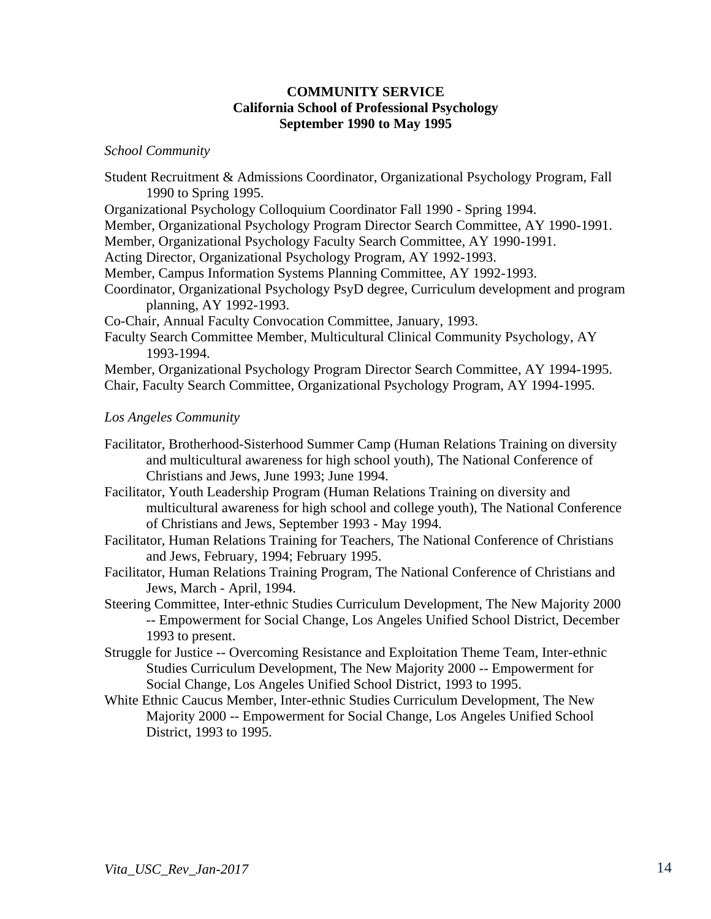## COMMUNITY SERVICE
## California School of Professional Psychology
## September 1990 to May 1995

*School Community*

Student Recruitment & Admissions Coordinator, Organizational Psychology Program, Fall 1990 to Spring 1995.
Organizational Psychology Colloquium Coordinator Fall 1990 - Spring 1994.
Member, Organizational Psychology Program Director Search Committee, AY 1990-1991.
Member, Organizational Psychology Faculty Search Committee, AY 1990-1991.
Acting Director, Organizational Psychology Program, AY 1992-1993.
Member, Campus Information Systems Planning Committee, AY 1992-1993.
Coordinator, Organizational Psychology PsyD degree, Curriculum development and program planning, AY 1992-1993.
Co-Chair, Annual Faculty Convocation Committee, January, 1993.
Faculty Search Committee Member, Multicultural Clinical Community Psychology, AY 1993-1994.
Member, Organizational Psychology Program Director Search Committee, AY 1994-1995.
Chair, Faculty Search Committee, Organizational Psychology Program, AY 1994-1995.

*Los Angeles Community*

Facilitator, Brotherhood-Sisterhood Summer Camp (Human Relations Training on diversity and multicultural awareness for high school youth), The National Conference of Christians and Jews, June 1993; June 1994.
Facilitator, Youth Leadership Program (Human Relations Training on diversity and multicultural awareness for high school and college youth), The National Conference of Christians and Jews, September 1993 - May 1994.
Facilitator, Human Relations Training for Teachers, The National Conference of Christians and Jews, February, 1994; February 1995.
Facilitator, Human Relations Training Program, The National Conference of Christians and Jews, March - April, 1994.
Steering Committee, Inter-ethnic Studies Curriculum Development, The New Majority 2000 -- Empowerment for Social Change, Los Angeles Unified School District, December 1993 to present.
Struggle for Justice -- Overcoming Resistance and Exploitation Theme Team, Inter-ethnic Studies Curriculum Development, The New Majority 2000 -- Empowerment for Social Change, Los Angeles Unified School District, 1993 to 1995.
White Ethnic Caucus Member, Inter-ethnic Studies Curriculum Development, The New Majority 2000 -- Empowerment for Social Change, Los Angeles Unified School District, 1993 to 1995.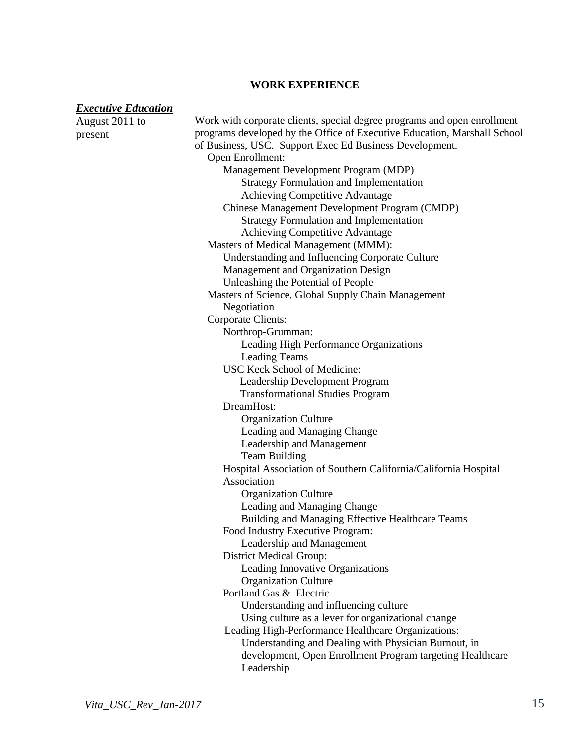## WORK EXPERIENCE

***Executive Education***

**August 2011 to present**

Work with corporate clients, special degree programs and open enrollment programs developed by the Office of Executive Education, Marshall School of Business, USC. Support Exec Ed Business Development.

- Open Enrollment:
  - Management Development Program (MDP)
    - Strategy Formulation and Implementation
    - Achieving Competitive Advantage
  - Chinese Management Development Program (CMDP)
    - Strategy Formulation and Implementation
    - Achieving Competitive Advantage
- Masters of Medical Management (MMM):
  - Understanding and Influencing Corporate Culture
  - Management and Organization Design
  - Unleashing the Potential of People
- Masters of Science, Global Supply Chain Management
  - Negotiation
- Corporate Clients:
  - Northrop-Grumman:
    - Leading High Performance Organizations
    - Leading Teams
  - USC Keck School of Medicine:
    - Leadership Development Program
    - Transformational Studies Program
  - DreamHost:
    - Organization Culture
    - Leading and Managing Change
    - Leadership and Management
    - Team Building
  - Hospital Association of Southern California/California Hospital Association
    - Organization Culture
    - Leading and Managing Change
    - Building and Managing Effective Healthcare Teams
  - Food Industry Executive Program:
    - Leadership and Management
  - District Medical Group:
    - Leading Innovative Organizations
    - Organization Culture
  - Portland Gas & Electric
    - Understanding and influencing culture
    - Using culture as a lever for organizational change
  - Leading High-Performance Healthcare Organizations:
    - Understanding and Dealing with Physician Burnout, in development, Open Enrollment Program targeting Healthcare Leadership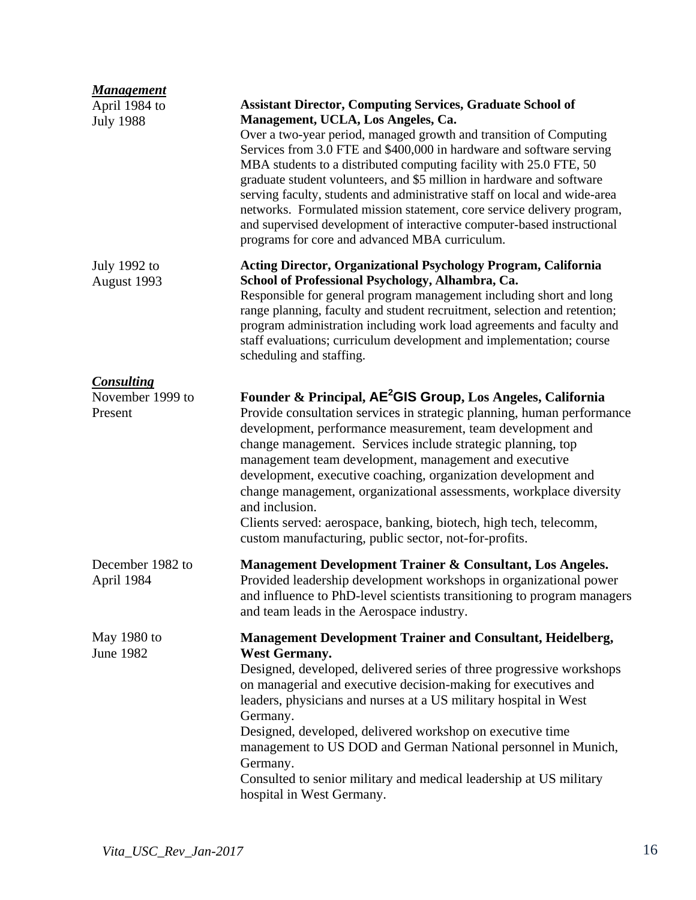***Management***

April 1984 to July 1988

**Assistant Director, Computing Services, Graduate School of Management, UCLA, Los Angeles, Ca.**
Over a two-year period, managed growth and transition of Computing Services from 3.0 FTE and $400,000 in hardware and software serving MBA students to a distributed computing facility with 25.0 FTE, 50 graduate student volunteers, and $5 million in hardware and software serving faculty, students and administrative staff on local and wide-area networks. Formulated mission statement, core service delivery program, and supervised development of interactive computer-based instructional programs for core and advanced MBA curriculum.

July 1992 to August 1993

**Acting Director, Organizational Psychology Program, California School of Professional Psychology, Alhambra, Ca.**
Responsible for general program management including short and long range planning, faculty and student recruitment, selection and retention; program administration including work load agreements and faculty and staff evaluations; curriculum development and implementation; course scheduling and staffing.

***Consulting***

November 1999 to Present

**Founder & Principal, $AE^2GIS$ Group, Los Angeles, California**
Provide consultation services in strategic planning, human performance development, performance measurement, team development and change management. Services include strategic planning, top management team development, management and executive development, executive coaching, organization development and change management, organizational assessments, workplace diversity and inclusion.
Clients served: aerospace, banking, biotech, high tech, telecomm, custom manufacturing, public sector, not-for-profits.

December 1982 to April 1984

**Management Development Trainer & Consultant, Los Angeles.**
Provided leadership development workshops in organizational power and influence to PhD-level scientists transitioning to program managers and team leads in the Aerospace industry.

May 1980 to June 1982

**Management Development Trainer and Consultant, Heidelberg, West Germany.**
Designed, developed, delivered series of three progressive workshops on managerial and executive decision-making for executives and leaders, physicians and nurses at a US military hospital in West Germany.
Designed, developed, delivered workshop on executive time management to US DOD and German National personnel in Munich, Germany.
Consulted to senior military and medical leadership at US military hospital in West Germany.